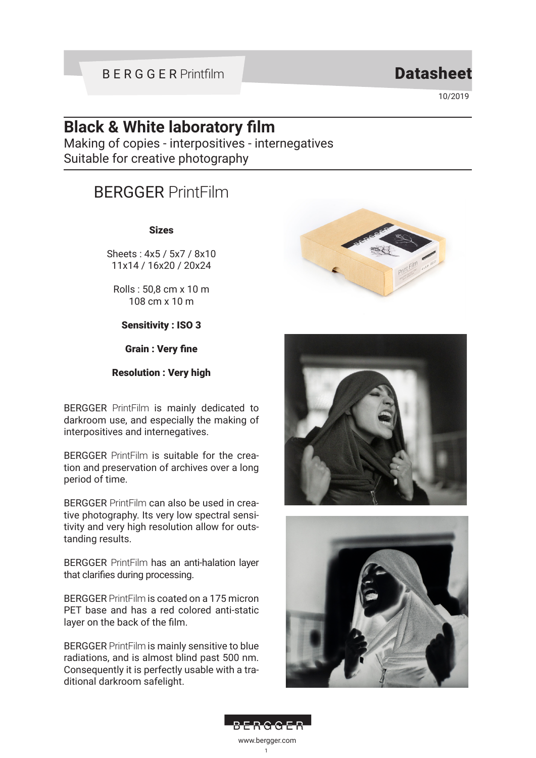BERGGER Printfilm

# Datasheet

10/2019

## Black & White laboratory film

Making of copies - interpositives - internegatives
Suitable for creative photography

## BERGGER PrintFilm

**Sizes**

Sheets : 4x5 / 5x7 / 8x10
11x14 / 16x20 / 20x24

Rolls : 50,8 cm x 10 m
108 cm x 10 m

**Sensitivity : ISO 3**

**Grain : Very fine**

**Resolution : Very high**

BERGGER PrintFilm is mainly dedicated to darkroom use, and especially the making of interpositives and internegatives.

BERGGER PrintFilm is suitable for the creation and preservation of archives over a long period of time.

BERGGER PrintFilm can also be used in creative photography. Its very low spectral sensitivity and very high resolution allow for outstanding results.

BERGGER PrintFilm has an anti-halation layer that clarifies during processing.

BERGGER PrintFilm is coated on a 175 micron PET base and has a red colored anti-static layer on the back of the film.

BERGGER PrintFilm is mainly sensitive to blue radiations, and is almost blind past 500 nm. Consequently it is perfectly usable with a traditional darkroom safelight.

BERGGER

www.bergger.com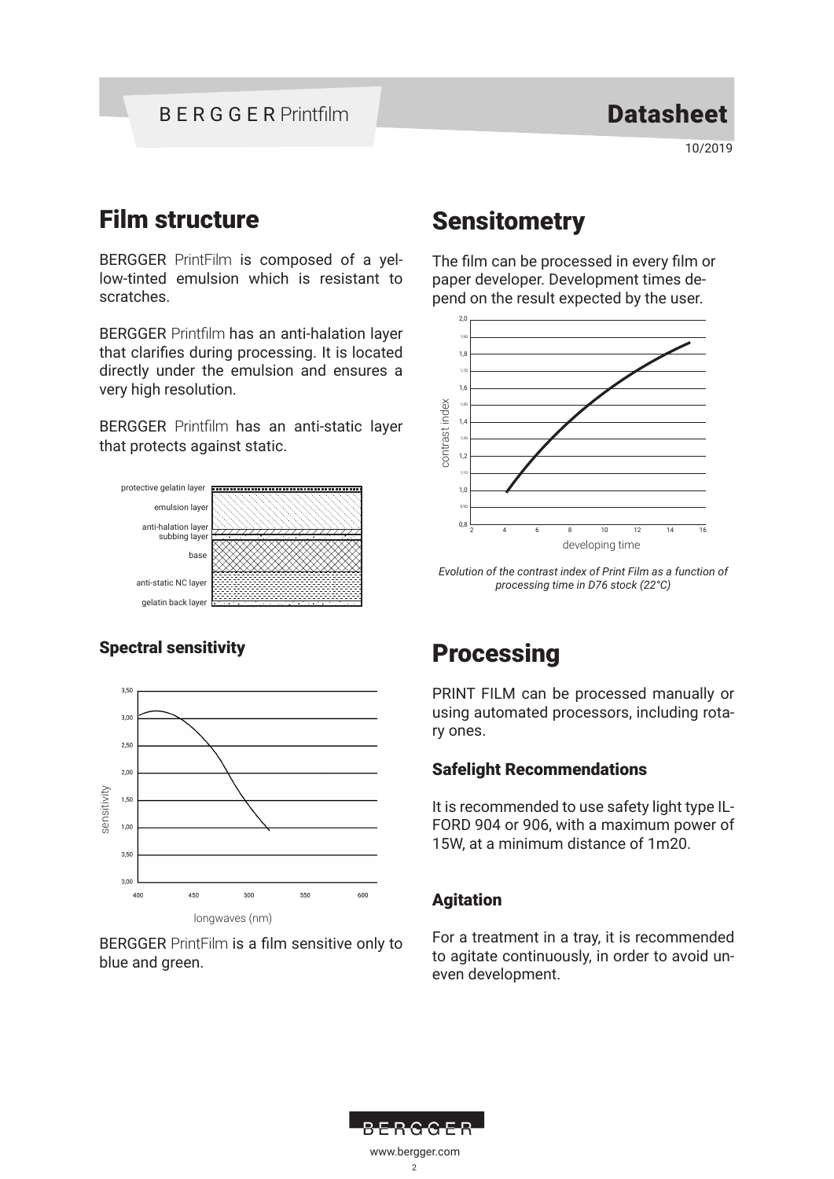# Film structure

BERGGER PrintFilm is composed of a yellow-tinted emulsion which is resistant to scratches.

BERGGER Printfilm has an anti-halation layer that clarifies during processing. It is located directly under the emulsion and ensures a very high resolution.

BERGGER Printfilm has an anti-static layer that protects against static.

protective gelatin layer
emulsion layer
anti-halation layer
subbing layer
base
anti-static NC layer
gelatin back layer

### Spectral sensitivity

BERGGER PrintFilm is a film sensitive only to blue and green.

# Sensitometry

The film can be processed in every film or paper developer. Development times depend on the result expected by the user.

*Evolution of the contrast index of Print Film as a function of processing time in D76 stock (22°C)*

# Processing

PRINT FILM can be processed manually or using automated processors, including rotary ones.

### Safelight Recommendations

It is recommended to use safety light type ILFORD 904 or 906, with a maximum power of 15W, at a minimum distance of 1m20.

### Agitation

For a treatment in a tray, it is recommended to agitate continuously, in order to avoid uneven development.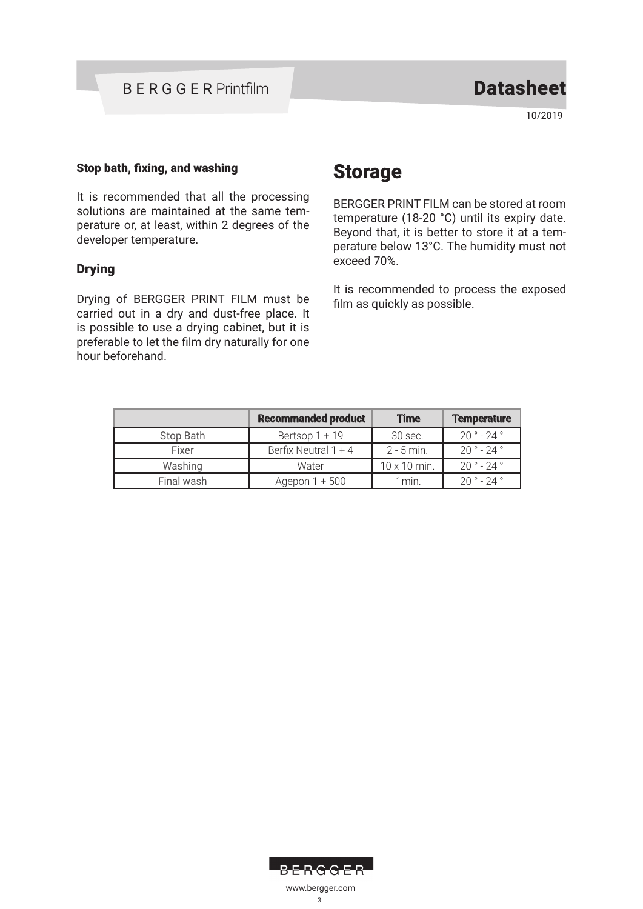### Stop bath, fixing, and washing

It is recommended that all the processing solutions are maintained at the same temperature or, at least, within 2 degrees of the developer temperature.

### Drying

Drying of BERGGER PRINT FILM must be carried out in a dry and dust-free place. It is possible to use a drying cabinet, but it is preferable to let the film dry naturally for one hour beforehand.

## Storage

BERGGER PRINT FILM can be stored at room temperature (18-20 °C) until its expiry date. Beyond that, it is better to store it at a temperature below 13°C. The humidity must not exceed 70%.

It is recommended to process the exposed film as quickly as possible.

| | Recommanded product | Time | Temperature |
|---|---|---|---|
| Stop Bath | Bertsop 1 + 19 | 30 sec. | 20 ° - 24 ° |
| Fixer | Berfix Neutral 1 + 4 | 2 - 5 min. | 20 ° - 24 ° |
| Washing | Water | 10 x 10 min. | 20 ° - 24 ° |
| Final wash | Agepon 1 + 500 | 1min. | 20 ° - 24 ° |

www.bergger.com